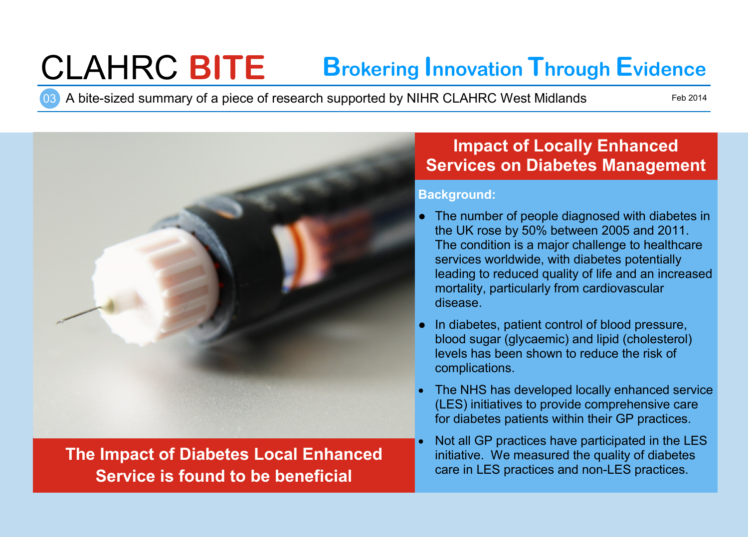# CLAHRC BITE

## Brokering Innovation Through Evidence

03 A bite-sized summary of a piece of research supported by NIHR CLAHRC West Midlands

Feb 2014

**The Impact of Diabetes Local Enhanced Service is found to be beneficial**

## Impact of Locally Enhanced Services on Diabetes Management

**Background:**

- The number of people diagnosed with diabetes in the UK rose by 50% between 2005 and 2011. The condition is a major challenge to healthcare services worldwide, with diabetes potentially leading to reduced quality of life and an increased mortality, particularly from cardiovascular disease.
- In diabetes, patient control of blood pressure, blood sugar (glycaemic) and lipid (cholesterol) levels has been shown to reduce the risk of complications.
- The NHS has developed locally enhanced service (LES) initiatives to provide comprehensive care for diabetes patients within their GP practices.
- Not all GP practices have participated in the LES initiative. We measured the quality of diabetes care in LES practices and non-LES practices.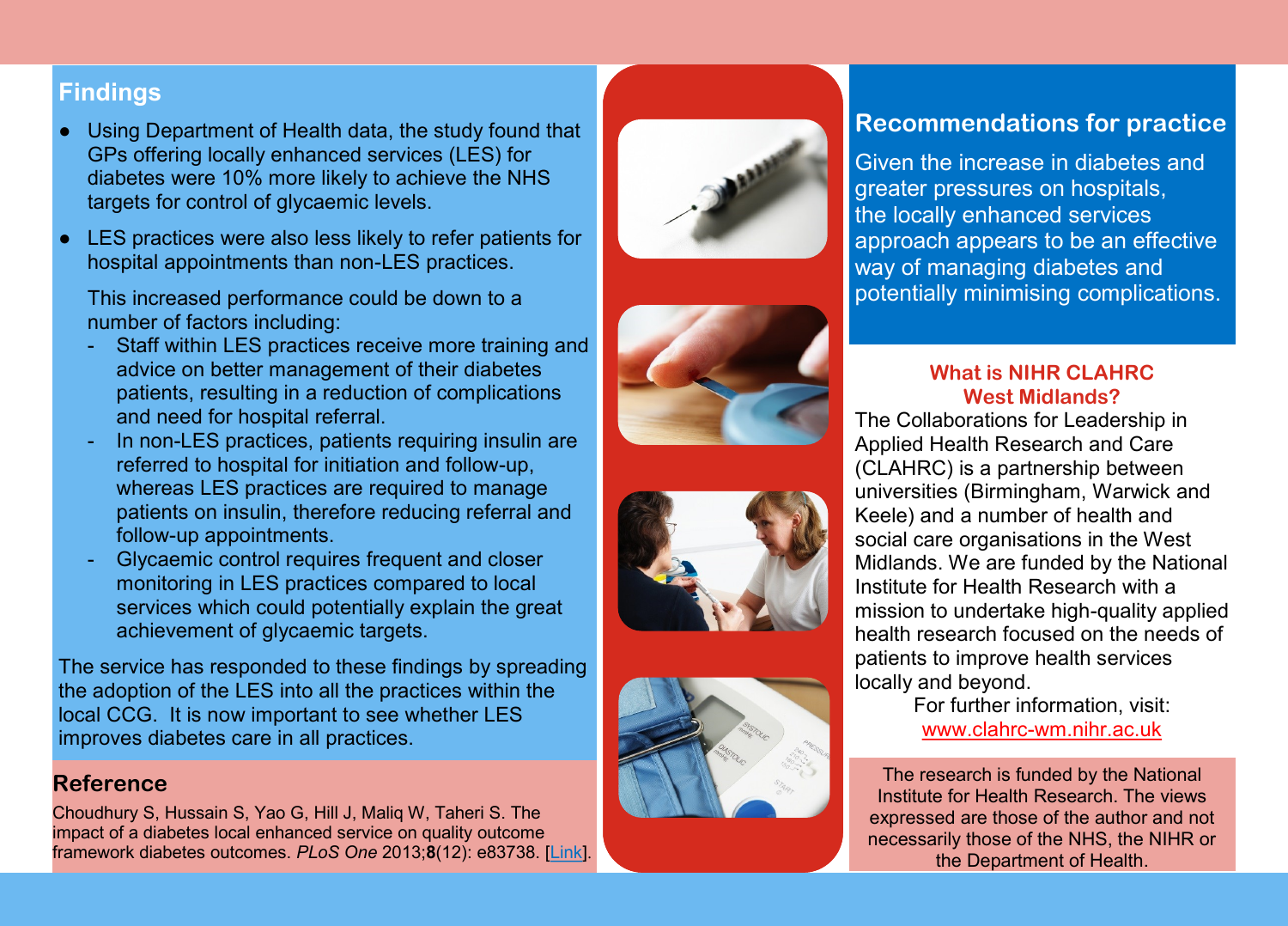## Findings

- Using Department of Health data, the study found that GPs offering locally enhanced services (LES) for diabetes were 10% more likely to achieve the NHS targets for control of glycaemic levels.
- LES practices were also less likely to refer patients for hospital appointments than non-LES practices.

  This increased performance could be down to a number of factors including:
  - Staff within LES practices receive more training and advice on better management of their diabetes patients, resulting in a reduction of complications and need for hospital referral.
  - In non-LES practices, patients requiring insulin are referred to hospital for initiation and follow-up, whereas LES practices are required to manage patients on insulin, therefore reducing referral and follow-up appointments.
  - Glycaemic control requires frequent and closer monitoring in LES practices compared to local services which could potentially explain the great achievement of glycaemic targets.

The service has responded to these findings by spreading the adoption of the LES into all the practices within the local CCG. It is now important to see whether LES improves diabetes care in all practices.

## Reference

Choudhury S, Hussain S, Yao G, Hill J, Maliq W, Taheri S. The impact of a diabetes local enhanced service on quality outcome framework diabetes outcomes. *PLoS One* 2013;**8**(12): e83738. [Link].

## Recommendations for practice

Given the increase in diabetes and greater pressures on hospitals, the locally enhanced services approach appears to be an effective way of managing diabetes and potentially minimising complications.

### What is NIHR CLAHRC West Midlands?

The Collaborations for Leadership in Applied Health Research and Care (CLAHRC) is a partnership between universities (Birmingham, Warwick and Keele) and a number of health and social care organisations in the West Midlands. We are funded by the National Institute for Health Research with a mission to undertake high-quality applied health research focused on the needs of patients to improve health services locally and beyond.

For further information, visit:
www.clahrc-wm.nihr.ac.uk

The research is funded by the National Institute for Health Research. The views expressed are those of the author and not necessarily those of the NHS, the NIHR or the Department of Health.